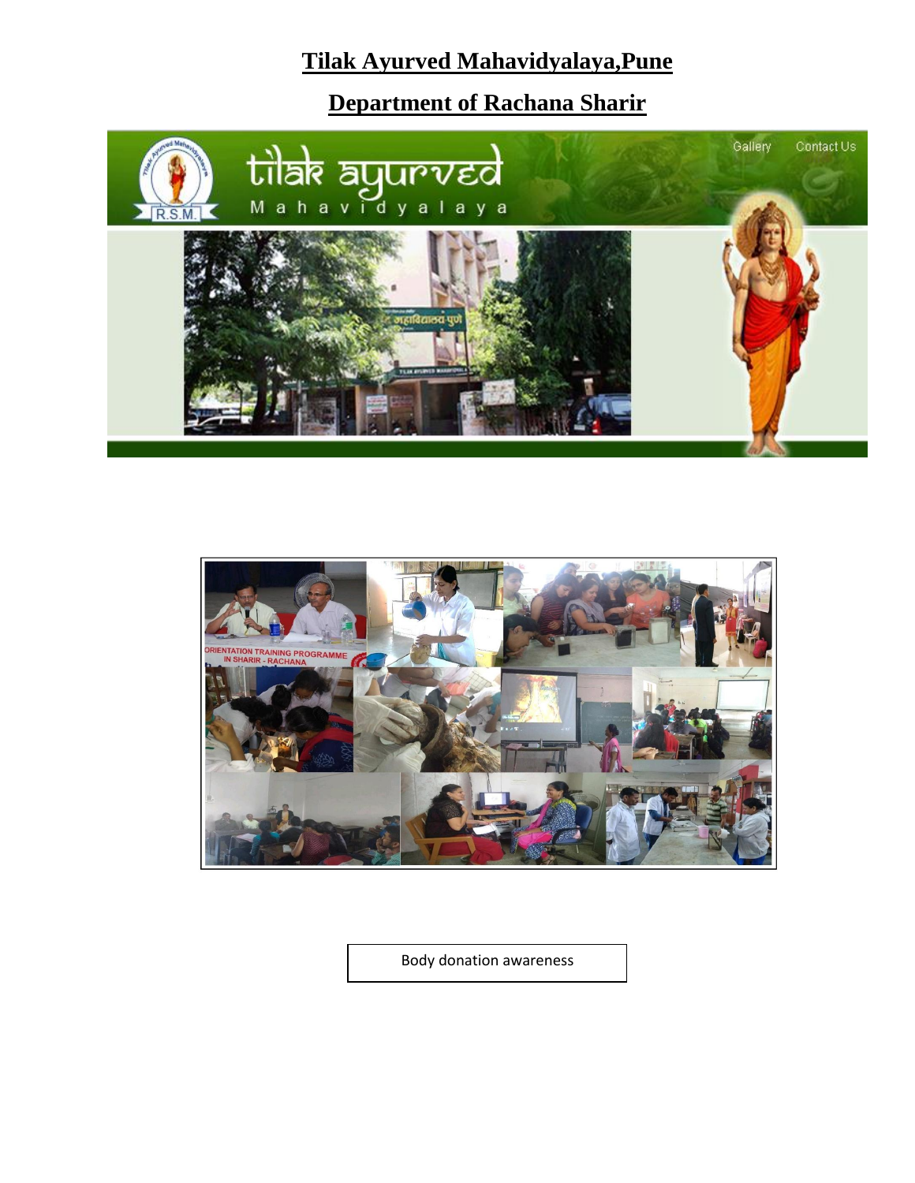# Tilak Ayurved Mahavidyalaya,Pune

## Department of Rachana Sharir

Body donation awareness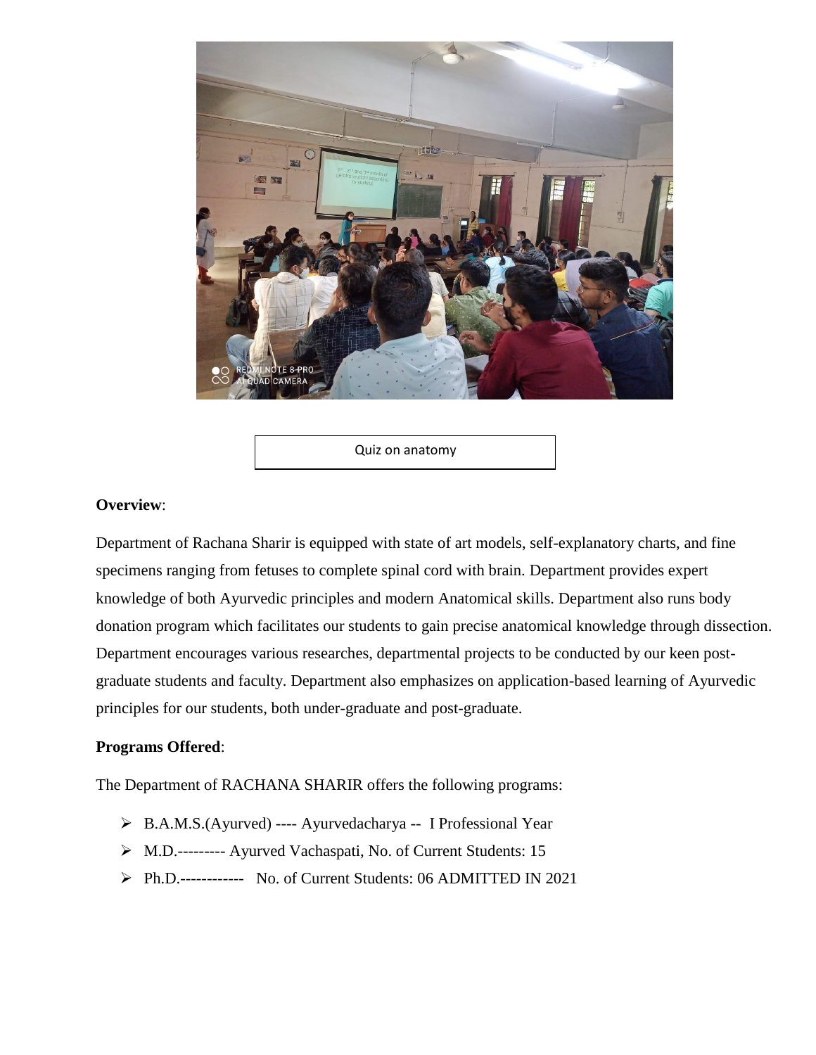Quiz on anatomy

**Overview**:

Department of Rachana Sharir is equipped with state of art models, self-explanatory charts, and fine specimens ranging from fetuses to complete spinal cord with brain. Department provides expert knowledge of both Ayurvedic principles and modern Anatomical skills. Department also runs body donation program which facilitates our students to gain precise anatomical knowledge through dissection. Department encourages various researches, departmental projects to be conducted by our keen post-graduate students and faculty. Department also emphasizes on application-based learning of Ayurvedic principles for our students, both under-graduate and post-graduate.

**Programs Offered**:

The Department of RACHANA SHARIR offers the following programs:

- B.A.M.S.(Ayurved) ---- Ayurvedacharya -- I Professional Year
- M.D.--------- Ayurved Vachaspati, No. of Current Students: 15
- Ph.D.------------ No. of Current Students: 06 ADMITTED IN 2021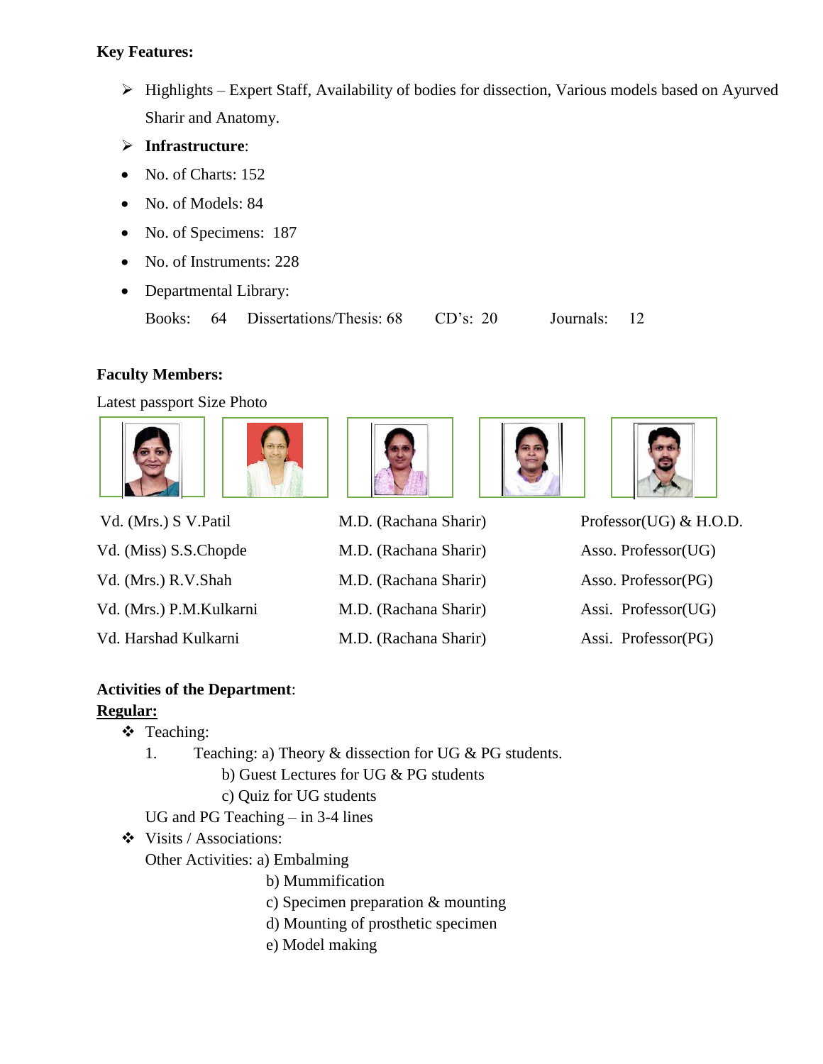**Key Features:**

- Highlights – Expert Staff, Availability of bodies for dissection, Various models based on Ayurved Sharir and Anatomy.
- **Infrastructure**:
  - No. of Charts: 152
  - No. of Models: 84
  - No. of Specimens: 187
  - No. of Instruments: 228
  - Departmental Library:

    Books: 64 Dissertations/Thesis: 68 CD's: 20 Journals: 12

**Faculty Members:**

Latest passport Size Photo

| Name | Qualification | Designation |
|---|---|---|
| Vd. (Mrs.) S V.Patil | M.D. (Rachana Sharir) | Professor(UG) & H.O.D. |
| Vd. (Miss) S.S.Chopde | M.D. (Rachana Sharir) | Asso. Professor(UG) |
| Vd. (Mrs.) R.V.Shah | M.D. (Rachana Sharir) | Asso. Professor(PG) |
| Vd. (Mrs.) P.M.Kulkarni | M.D. (Rachana Sharir) | Assi. Professor(UG) |
| Vd. Harshad Kulkarni | M.D. (Rachana Sharir) | Assi. Professor(PG) |

**Activities of the Department**:

**Regular:**

- Teaching:
  1. Teaching: a) Theory & dissection for UG & PG students.
     b) Guest Lectures for UG & PG students
     c) Quiz for UG students

  UG and PG Teaching – in 3-4 lines
- Visits / Associations:

  Other Activities: a) Embalming
  b) Mummification
  c) Specimen preparation & mounting
  d) Mounting of prosthetic specimen
  e) Model making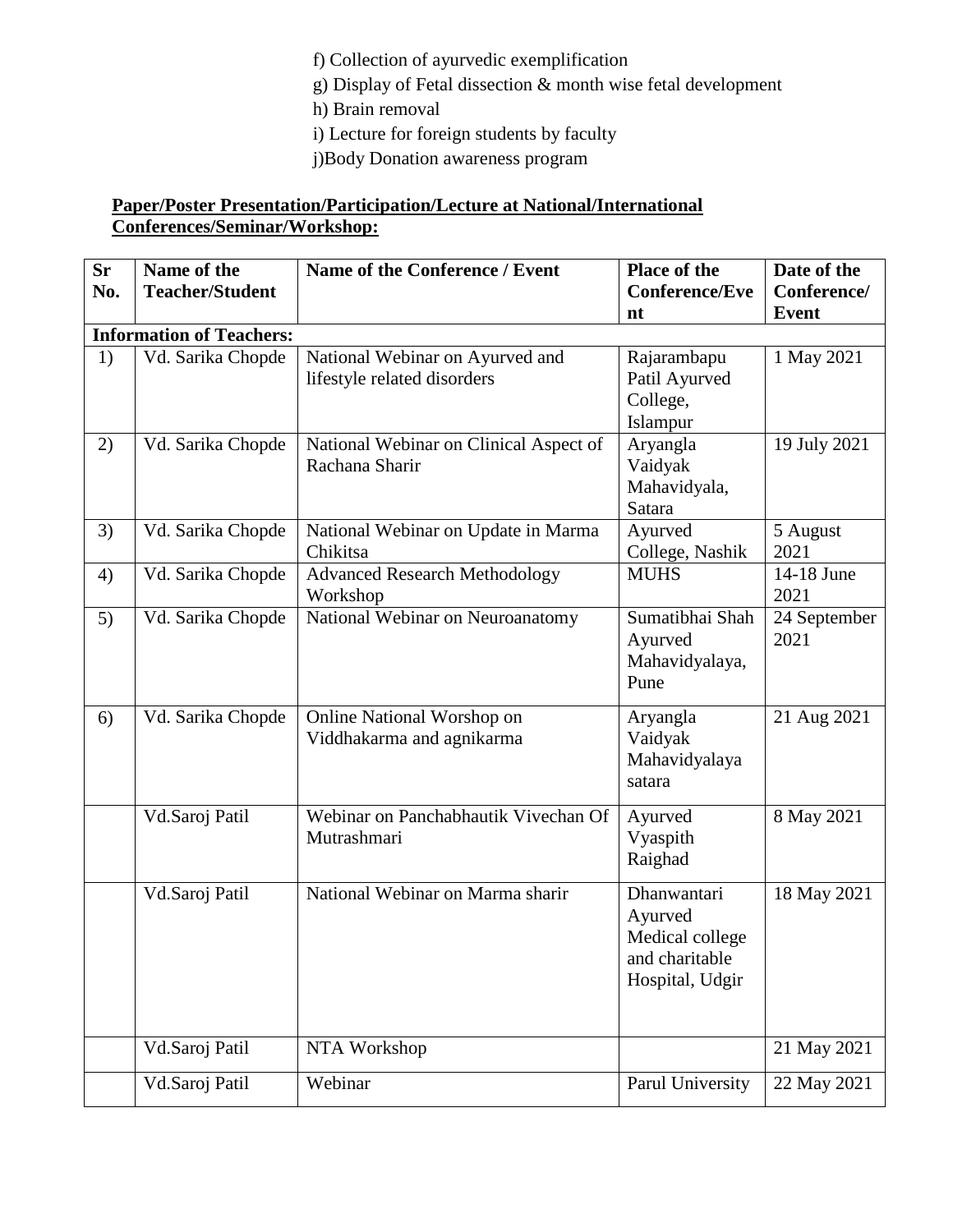f) Collection of ayurvedic exemplification

g) Display of Fetal dissection & month wise fetal development

h) Brain removal

i) Lecture for foreign students by faculty

j)Body Donation awareness program

**Paper/Poster Presentation/Participation/Lecture at National/International Conferences/Seminar/Workshop:**

| Sr No. | Name of the Teacher/Student | Name of the Conference / Event | Place of the Conference/Event | Date of the Conference/ Event |
|---|---|---|---|---|
| **Information of Teachers:** | | | | |
| 1) | Vd. Sarika Chopde | National Webinar on Ayurved and lifestyle related disorders | Rajarambapu Patil Ayurved College, Islampur | 1 May 2021 |
| 2) | Vd. Sarika Chopde | National Webinar on Clinical Aspect of Rachana Sharir | Aryangla Vaidyak Mahavidyala, Satara | 19 July 2021 |
| 3) | Vd. Sarika Chopde | National Webinar on Update in Marma Chikitsa | Ayurved College, Nashik | 5 August 2021 |
| 4) | Vd. Sarika Chopde | Advanced Research Methodology Workshop | MUHS | 14-18 June 2021 |
| 5) | Vd. Sarika Chopde | National Webinar on Neuroanatomy | Sumatibhai Shah Ayurved Mahavidyalaya, Pune | 24 September 2021 |
| 6) | Vd. Sarika Chopde | Online National Worshop on Viddhakarma and agnikarma | Aryangla Vaidyak Mahavidyalaya satara | 21 Aug 2021 |
| | Vd.Saroj Patil | Webinar on Panchabhautik Vivechan Of Mutrashmari | Ayurved Vyaspith Raighad | 8 May 2021 |
| | Vd.Saroj Patil | National Webinar on Marma sharir | Dhanwantari Ayurved Medical college and charitable Hospital, Udgir | 18 May 2021 |
| | Vd.Saroj Patil | NTA Workshop | | 21 May 2021 |
| | Vd.Saroj Patil | Webinar | Parul University | 22 May 2021 |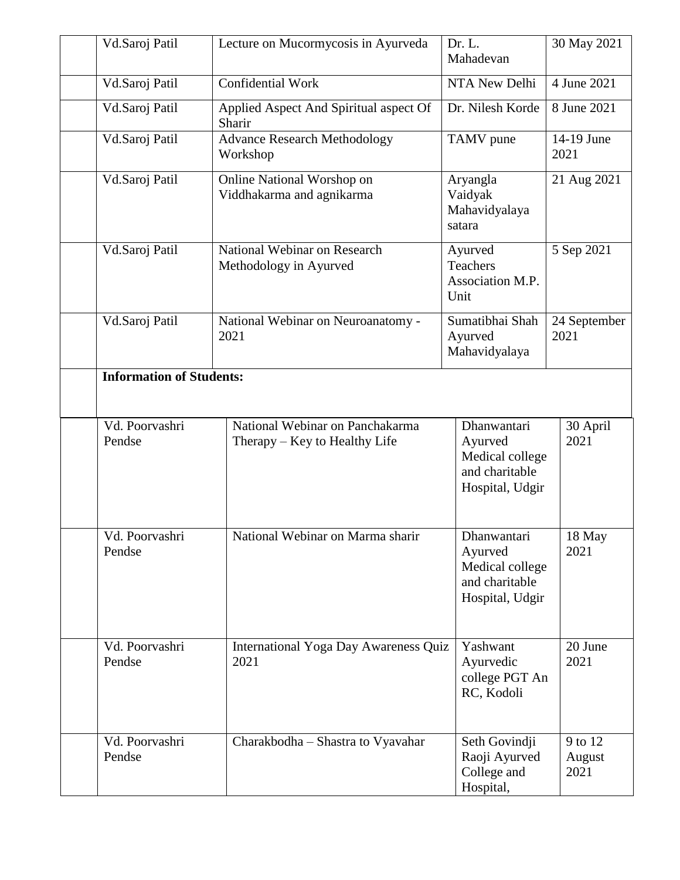| | | | | |
|---|---|---|---|---|
| | Vd.Saroj Patil | Lecture on Mucormycosis in Ayurveda | Dr. L. Mahadevan | 30 May 2021 |
| | Vd.Saroj Patil | Confidential Work | NTA New Delhi | 4 June 2021 |
| | Vd.Saroj Patil | Applied Aspect And Spiritual aspect Of Sharir | Dr. Nilesh Korde | 8 June 2021 |
| | Vd.Saroj Patil | Advance Research Methodology Workshop | TAMV pune | 14-19 June 2021 |
| | Vd.Saroj Patil | Online National Worshop on Viddhakarma and agnikarma | Aryangla Vaidyak Mahavidyalaya satara | 21 Aug 2021 |
| | Vd.Saroj Patil | National Webinar on Research Methodology in Ayurved | Ayurved Teachers Association M.P. Unit | 5 Sep 2021 |
| | Vd.Saroj Patil | National Webinar on Neuroanatomy - 2021 | Sumatibhai Shah Ayurved Mahavidyalaya | 24 September 2021 |
| | **Information of Students:** | | | |
| | Vd. Poorvashri Pendse | National Webinar on Panchakarma Therapy – Key to Healthy Life | Dhanwantari Ayurved Medical college and charitable Hospital, Udgir | 30 April 2021 |
| | Vd. Poorvashri Pendse | National Webinar on Marma sharir | Dhanwantari Ayurved Medical college and charitable Hospital, Udgir | 18 May 2021 |
| | Vd. Poorvashri Pendse | International Yoga Day Awareness Quiz 2021 | Yashwant Ayurvedic college PGT An RC, Kodoli | 20 June 2021 |
| | Vd. Poorvashri Pendse | Charakbodha – Shastra to Vyavahar | Seth Govindji Raoji Ayurved College and Hospital, | 9 to 12 August 2021 |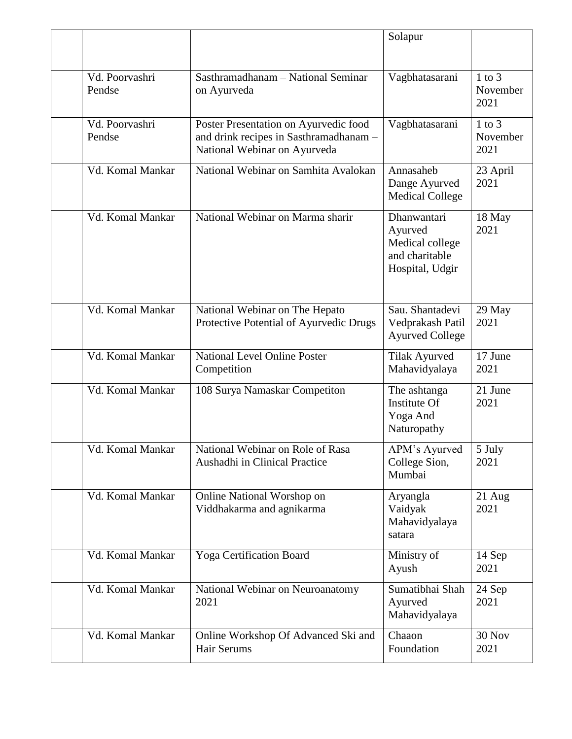|  |  |  | Solapur |  |
|---|---|---|---|---|
|  | Vd. Poorvashri Pendse | Sasthramadhanam – National Seminar on Ayurveda | Vagbhatasarani | 1 to 3 November 2021 |
|  | Vd. Poorvashri Pendse | Poster Presentation on Ayurvedic food and drink recipes in Sasthramadhanam – National Webinar on Ayurveda | Vagbhatasarani | 1 to 3 November 2021 |
|  | Vd. Komal Mankar | National Webinar on Samhita Avalokan | Annasaheb Dange Ayurved Medical College | 23 April 2021 |
|  | Vd. Komal Mankar | National Webinar on Marma sharir | Dhanwantari Ayurved Medical college and charitable Hospital, Udgir | 18 May 2021 |
|  | Vd. Komal Mankar | National Webinar on The Hepato Protective Potential of Ayurvedic Drugs | Sau. Shantadevi Vedprakash Patil Ayurved College | 29 May 2021 |
|  | Vd. Komal Mankar | National Level Online Poster Competition | Tilak Ayurved Mahavidyalaya | 17 June 2021 |
|  | Vd. Komal Mankar | 108 Surya Namaskar Competiton | The ashtanga Institute Of Yoga And Naturopathy | 21 June 2021 |
|  | Vd. Komal Mankar | National Webinar on Role of Rasa Aushadhi in Clinical Practice | APM's Ayurved College Sion, Mumbai | 5 July 2021 |
|  | Vd. Komal Mankar | Online National Worshop on Viddhakarma and agnikarma | Aryangla Vaidyak Mahavidyalaya satara | 21 Aug 2021 |
|  | Vd. Komal Mankar | Yoga Certification Board | Ministry of Ayush | 14 Sep 2021 |
|  | Vd. Komal Mankar | National Webinar on Neuroanatomy 2021 | Sumatibhai Shah Ayurved Mahavidyalaya | 24 Sep 2021 |
|  | Vd. Komal Mankar | Online Workshop Of Advanced Ski and Hair Serums | Chaaon Foundation | 30 Nov 2021 |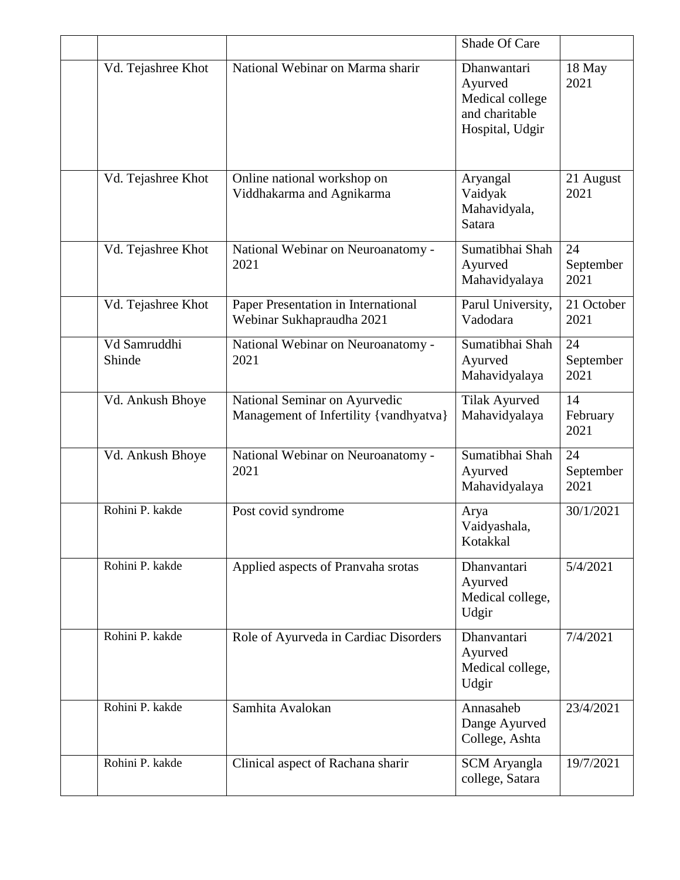|  |  |  | Shade Of Care |  |
|---|---|---|---|---|
|  | Vd. Tejashree Khot | National Webinar on Marma sharir | Dhanwantari Ayurved Medical college and charitable Hospital, Udgir | 18 May 2021 |
|  | Vd. Tejashree Khot | Online national workshop on Viddhakarma and Agnikarma | Aryangal Vaidyak Mahavidyala, Satara | 21 August 2021 |
|  | Vd. Tejashree Khot | National Webinar on Neuroanatomy - 2021 | Sumatibhai Shah Ayurved Mahavidyalaya | 24 September 2021 |
|  | Vd. Tejashree Khot | Paper Presentation in International Webinar Sukhapraudha 2021 | Parul University, Vadodara | 21 October 2021 |
|  | Vd Samruddhi Shinde | National Webinar on Neuroanatomy - 2021 | Sumatibhai Shah Ayurved Mahavidyalaya | 24 September 2021 |
|  | Vd. Ankush Bhoye | National Seminar on Ayurvedic Management of Infertility {vandhyatva} | Tilak Ayurved Mahavidyalaya | 14 February 2021 |
|  | Vd. Ankush Bhoye | National Webinar on Neuroanatomy - 2021 | Sumatibhai Shah Ayurved Mahavidyalaya | 24 September 2021 |
|  | Rohini P. kakde | Post covid syndrome | Arya Vaidyashala, Kotakkal | 30/1/2021 |
|  | Rohini P. kakde | Applied aspects of Pranvaha srotas | Dhanvantari Ayurved Medical college, Udgir | 5/4/2021 |
|  | Rohini P. kakde | Role of Ayurveda in Cardiac Disorders | Dhanvantari Ayurved Medical college, Udgir | 7/4/2021 |
|  | Rohini P. kakde | Samhita Avalokan | Annasaheb Dange Ayurved College, Ashta | 23/4/2021 |
|  | Rohini P. kakde | Clinical aspect of Rachana sharir | SCM Aryangla college, Satara | 19/7/2021 |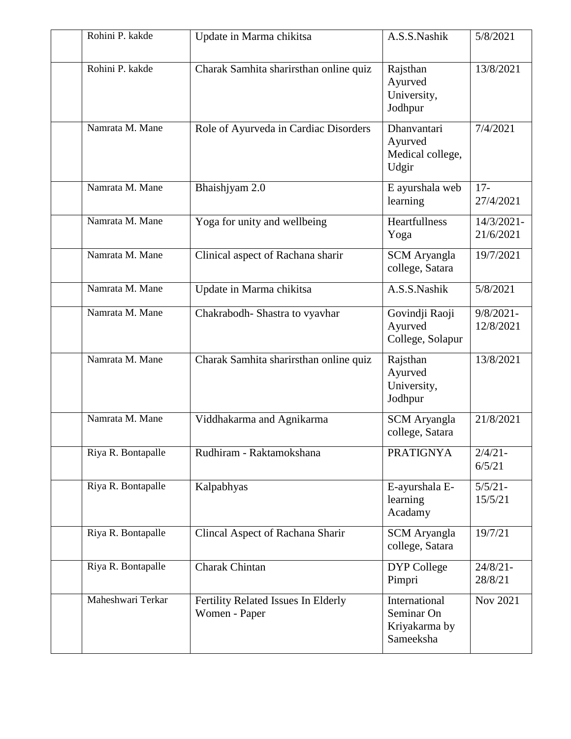|  | Rohini P. kakde | Update in Marma chikitsa | A.S.S.Nashik | 5/8/2021 |
|---|---|---|---|---|
|  | Rohini P. kakde | Charak Samhita sharirsthan online quiz | Rajsthan Ayurved University, Jodhpur | 13/8/2021 |
|  | Namrata M. Mane | Role of Ayurveda in Cardiac Disorders | Dhanvantari Ayurved Medical college, Udgir | 7/4/2021 |
|  | Namrata M. Mane | Bhaishjyam 2.0 | E ayurshala web learning | 17-27/4/2021 |
|  | Namrata M. Mane | Yoga for unity and wellbeing | Heartfullness Yoga | 14/3/2021-21/6/2021 |
|  | Namrata M. Mane | Clinical aspect of Rachana sharir | SCM Aryangla college, Satara | 19/7/2021 |
|  | Namrata M. Mane | Update in Marma chikitsa | A.S.S.Nashik | 5/8/2021 |
|  | Namrata M. Mane | Chakrabodh- Shastra to vyavhar | Govindji Raoji Ayurved College, Solapur | 9/8/2021-12/8/2021 |
|  | Namrata M. Mane | Charak Samhita sharirsthan online quiz | Rajsthan Ayurved University, Jodhpur | 13/8/2021 |
|  | Namrata M. Mane | Viddhakarma and Agnikarma | SCM Aryangla college, Satara | 21/8/2021 |
|  | Riya R. Bontapalle | Rudhiram - Raktamokshana | PRATIGNYA | 2/4/21-6/5/21 |
|  | Riya R. Bontapalle | Kalpabhyas | E-ayurshala E-learning Acadamy | 5/5/21-15/5/21 |
|  | Riya R. Bontapalle | Clincal Aspect of Rachana Sharir | SCM Aryangla college, Satara | 19/7/21 |
|  | Riya R. Bontapalle | Charak Chintan | DYP College Pimpri | 24/8/21-28/8/21 |
|  | Maheshwari Terkar | Fertility Related Issues In Elderly Women - Paper | International Seminar On Kriyakarma by Sameeksha | Nov 2021 |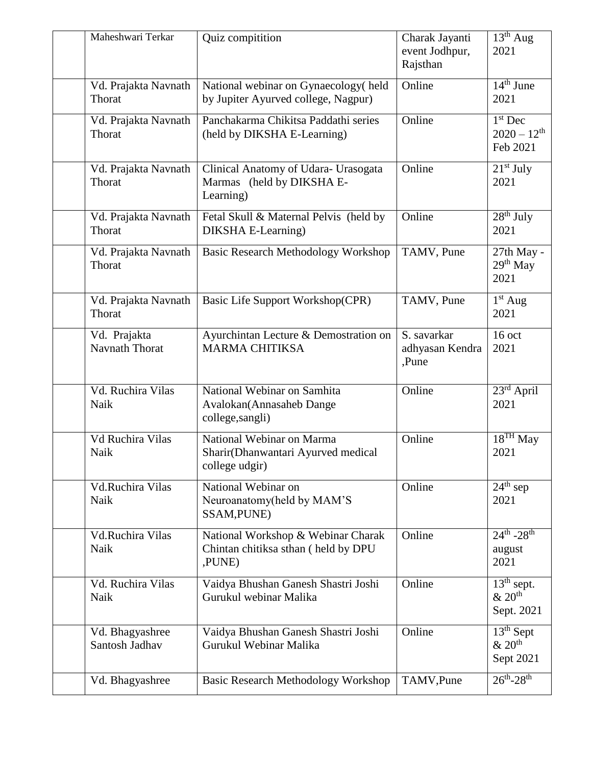| | Maheshwari Terkar | Quiz compitition | Charak Jayanti event Jodhpur, Rajsthan | 13th Aug 2021 |
|---|---|---|---|---|
| | Vd. Prajakta Navnath Thorat | National webinar on Gynaecology( held by Jupiter Ayurved college, Nagpur) | Online | 14th June 2021 |
| | Vd. Prajakta Navnath Thorat | Panchakarma Chikitsa Paddathi series (held by DIKSHA E-Learning) | Online | 1st Dec 2020 – 12th Feb 2021 |
| | Vd. Prajakta Navnath Thorat | Clinical Anatomy of Udara- Urasogata Marmas (held by DIKSHA E-Learning) | Online | 21st July 2021 |
| | Vd. Prajakta Navnath Thorat | Fetal Skull & Maternal Pelvis (held by DIKSHA E-Learning) | Online | 28th July 2021 |
| | Vd. Prajakta Navnath Thorat | Basic Research Methodology Workshop | TAMV, Pune | 27th May - 29th May 2021 |
| | Vd. Prajakta Navnath Thorat | Basic Life Support Workshop(CPR) | TAMV, Pune | 1st Aug 2021 |
| | Vd. Prajakta Navnath Thorat | Ayurchintan Lecture & Demostration on MARMA CHITIKSA | S. savarkar adhyasan Kendra ,Pune | 16 oct 2021 |
| | Vd. Ruchira Vilas Naik | National Webinar on Samhita Avalokan(Annasaheb Dange college,sangli) | Online | 23rd April 2021 |
| | Vd Ruchira Vilas Naik | National Webinar on Marma Sharir(Dhanwantari Ayurved medical college udgir) | Online | 18TH May 2021 |
| | Vd.Ruchira Vilas Naik | National Webinar on Neuroanatomy(held by MAM'S SSAM,PUNE) | Online | 24th sep 2021 |
| | Vd.Ruchira Vilas Naik | National Workshop & Webinar Charak Chintan chitiksa sthan ( held by DPU ,PUNE) | Online | 24th -28th august 2021 |
| | Vd. Ruchira Vilas Naik | Vaidya Bhushan Ganesh Shastri Joshi Gurukul webinar Malika | Online | 13th sept. & 20th Sept. 2021 |
| | Vd. Bhagyashree Santosh Jadhav | Vaidya Bhushan Ganesh Shastri Joshi Gurukul Webinar Malika | Online | 13th Sept & 20th Sept 2021 |
| | Vd. Bhagyashree | Basic Research Methodology Workshop | TAMV,Pune | 26th-28th |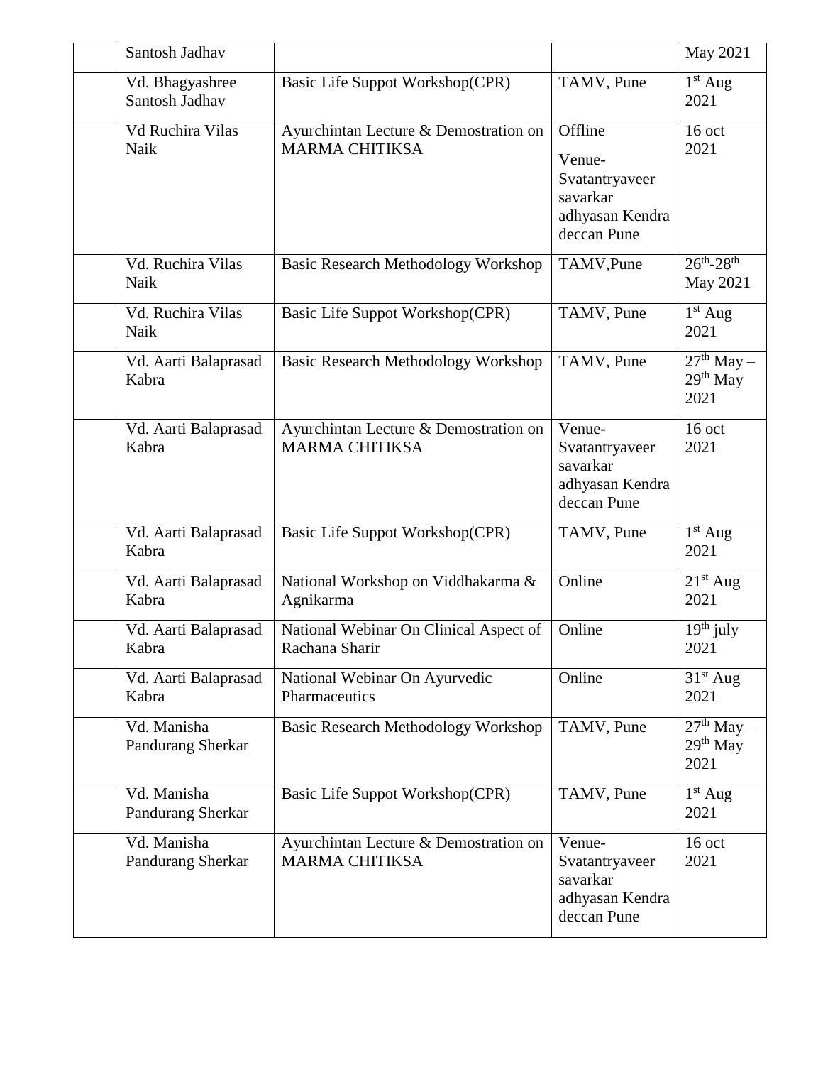| | | | | |
|---|---|---|---|---|
| | Santosh Jadhav | | | May 2021 |
| | Vd. Bhagyashree Santosh Jadhav | Basic Life Suppot Workshop(CPR) | TAMV, Pune | 1st Aug 2021 |
| | Vd Ruchira Vilas Naik | Ayurchintan Lecture & Demostration on MARMA CHITIKSA | Offline<br>Venue-Svatantryaveer savarkar adhyasan Kendra deccan Pune | 16 oct 2021 |
| | Vd. Ruchira Vilas Naik | Basic Research Methodology Workshop | TAMV,Pune | 26th-28th May 2021 |
| | Vd. Ruchira Vilas Naik | Basic Life Suppot Workshop(CPR) | TAMV, Pune | 1st Aug 2021 |
| | Vd. Aarti Balaprasad Kabra | Basic Research Methodology Workshop | TAMV, Pune | 27th May – 29th May 2021 |
| | Vd. Aarti Balaprasad Kabra | Ayurchintan Lecture & Demostration on MARMA CHITIKSA | Venue-Svatantryaveer savarkar adhyasan Kendra deccan Pune | 16 oct 2021 |
| | Vd. Aarti Balaprasad Kabra | Basic Life Suppot Workshop(CPR) | TAMV, Pune | 1st Aug 2021 |
| | Vd. Aarti Balaprasad Kabra | National Workshop on Viddhakarma & Agnikarma | Online | 21st Aug 2021 |
| | Vd. Aarti Balaprasad Kabra | National Webinar On Clinical Aspect of Rachana Sharir | Online | 19th july 2021 |
| | Vd. Aarti Balaprasad Kabra | National Webinar On Ayurvedic Pharmaceutics | Online | 31st Aug 2021 |
| | Vd. Manisha Pandurang Sherkar | Basic Research Methodology Workshop | TAMV, Pune | 27th May – 29th May 2021 |
| | Vd. Manisha Pandurang Sherkar | Basic Life Suppot Workshop(CPR) | TAMV, Pune | 1st Aug 2021 |
| | Vd. Manisha Pandurang Sherkar | Ayurchintan Lecture & Demostration on MARMA CHITIKSA | Venue-Svatantryaveer savarkar adhyasan Kendra deccan Pune | 16 oct 2021 |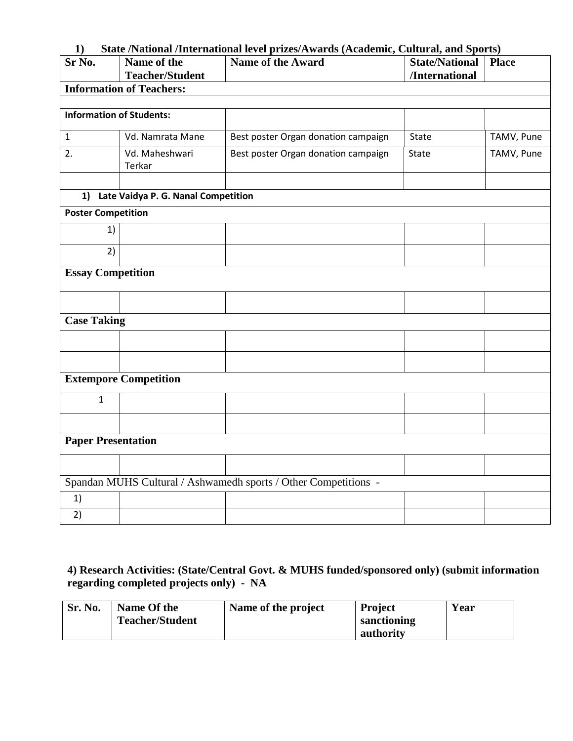**1) State /National /International level prizes/Awards (Academic, Cultural, and Sports)**

| Sr No. | Name of the Teacher/Student | Name of the Award | State/National /International | Place |
|---|---|---|---|---|
| **Information of Teachers:** | | | | |
| | | | | |
| **Information of Students:** | | | | |
| 1 | Vd. Namrata Mane | Best poster Organ donation campaign | State | TAMV, Pune |
| 2. | Vd. Maheshwari Terkar | Best poster Organ donation campaign | State | TAMV, Pune |
| | | | | |
| **1) Late Vaidya P. G. Nanal Competition** | | | | |
| **Poster Competition** | | | | |
| 1) | | | | |
| 2) | | | | |
| **Essay Competition** | | | | |
| | | | | |
| **Case Taking** | | | | |
| | | | | |
| | | | | |
| **Extempore Competition** | | | | |
| 1 | | | | |
| | | | | |
| **Paper Presentation** | | | | |
| | | | | |
| Spandan MUHS Cultural / Ashwamedh sports / Other Competitions - | | | | |
| 1) | | | | |
| 2) | | | | |

**4) Research Activities: (State/Central Govt. & MUHS funded/sponsored only) (submit information regarding completed projects only) - NA**

| Sr. No. | Name Of the Teacher/Student | Name of the project | Project sanctioning authority | Year |
|---|---|---|---|---|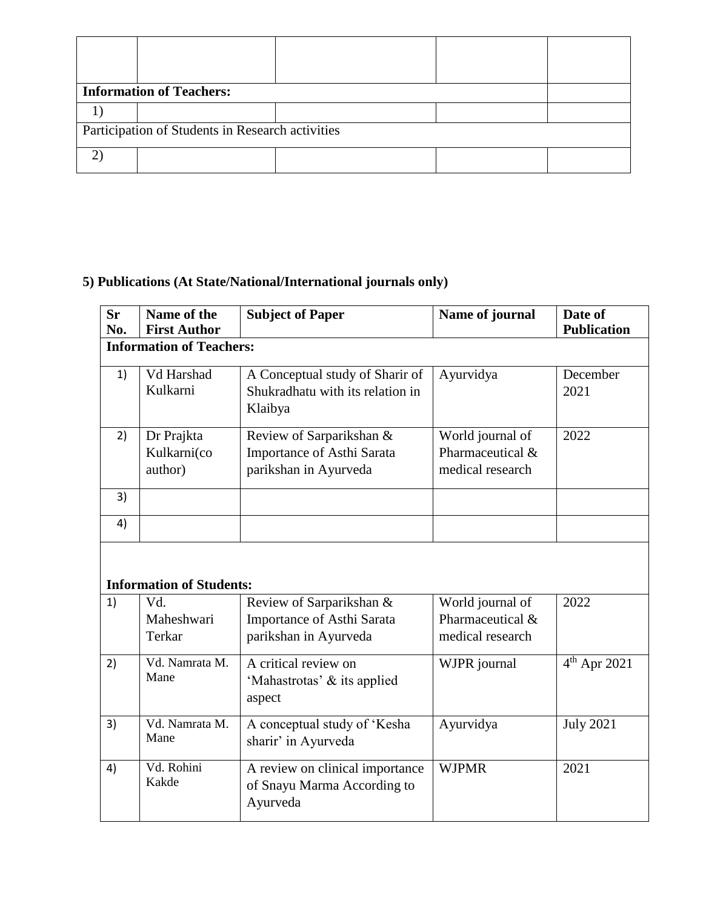| | | | | |
|---|---|---|---|---|
| | | | | |
| **Information of Teachers:** | | | | |
| 1) | | | | |
| Participation of Students in Research activities | | | | |
| 2) | | | | |

**5) Publications (At State/National/International journals only)**

| Sr No. | Name of the First Author | Subject of Paper | Name of journal | Date of Publication |
|---|---|---|---|---|
| **Information of Teachers:** | | | | |
| 1) | Vd Harshad Kulkarni | A Conceptual study of Sharir of Shukradhatu with its relation in Klaibya | Ayurvidya | December 2021 |
| 2) | Dr Prajkta Kulkarni(co author) | Review of Sarparikshan & Importance of Asthi Sarata parikshan in Ayurveda | World journal of Pharmaceutical & medical research | 2022 |
| 3) | | | | |
| 4) | | | | |
| **Information of Students:** | | | | |
| 1) | Vd. Maheshwari Terkar | Review of Sarparikshan & Importance of Asthi Sarata parikshan in Ayurveda | World journal of Pharmaceutical & medical research | 2022 |
| 2) | Vd. Namrata M. Mane | A critical review on 'Mahastrotas' & its applied aspect | WJPR journal | 4th Apr 2021 |
| 3) | Vd. Namrata M. Mane | A conceptual study of 'Kesha sharir' in Ayurveda | Ayurvidya | July 2021 |
| 4) | Vd. Rohini Kakde | A review on clinical importance of Snayu Marma According to Ayurveda | WJPMR | 2021 |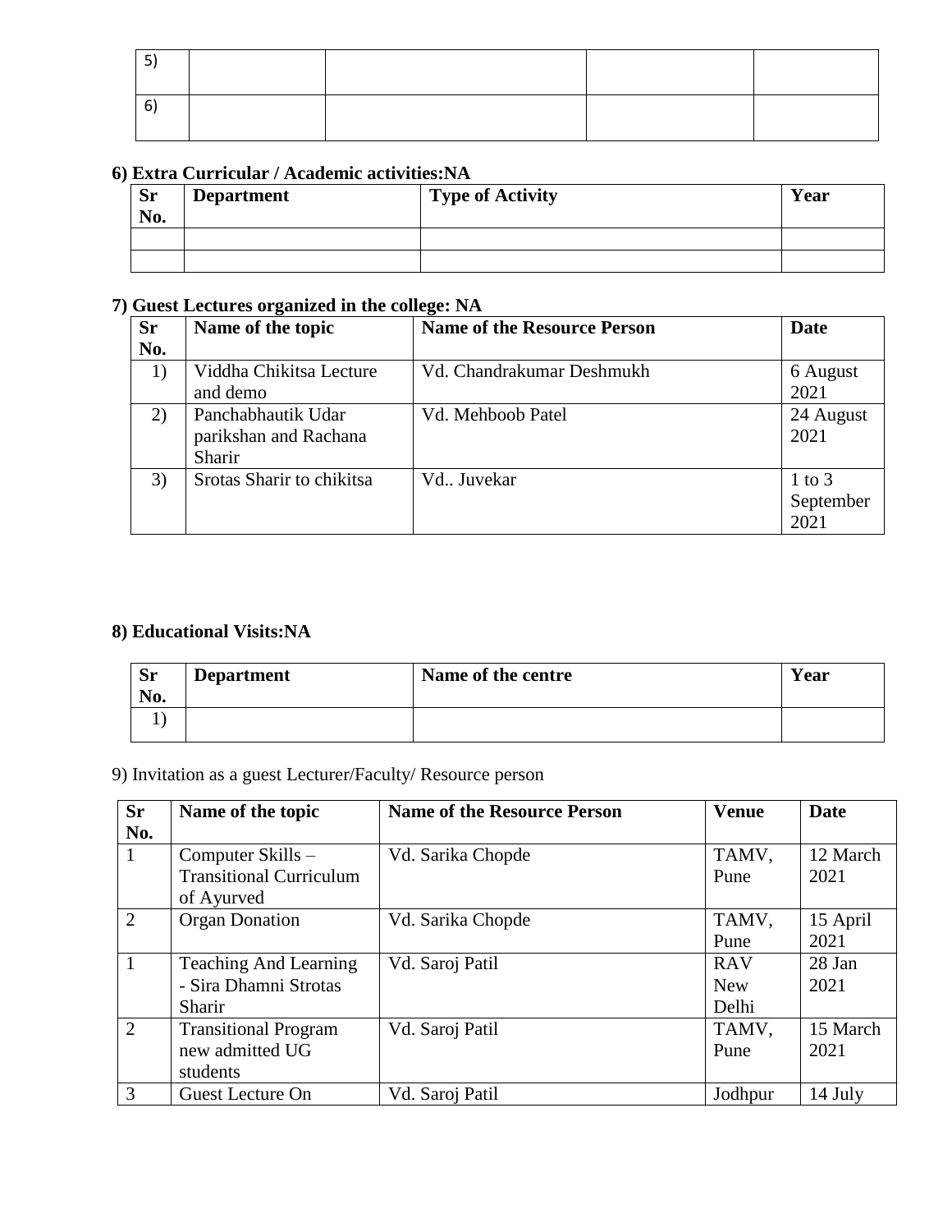| 5) | | | | |
|---|---|---|---|---|
| 6) | | | | |

**6) Extra Curricular / Academic activities:NA**

| Sr No. | Department | Type of Activity | Year |
|---|---|---|---|
| | | | |
| | | | |

**7) Guest Lectures organized in the college: NA**

| Sr No. | Name of the topic | Name of the Resource Person | Date |
|---|---|---|---|
| 1) | Viddha Chikitsa Lecture and demo | Vd. Chandrakumar Deshmukh | 6 August 2021 |
| 2) | Panchabhautik Udar parikshan and Rachana Sharir | Vd. Mehboob Patel | 24 August 2021 |
| 3) | Srotas Sharir to chikitsa | Vd.. Juvekar | 1 to 3 September 2021 |

**8) Educational Visits:NA**

| Sr No. | Department | Name of the centre | Year |
|---|---|---|---|
| 1) | | | |

9) Invitation as a guest Lecturer/Faculty/ Resource person

| Sr No. | Name of the topic | Name of the Resource Person | Venue | Date |
|---|---|---|---|---|
| 1 | Computer Skills – Transitional Curriculum of Ayurved | Vd. Sarika Chopde | TAMV, Pune | 12 March 2021 |
| 2 | Organ Donation | Vd. Sarika Chopde | TAMV, Pune | 15 April 2021 |
| 1 | Teaching And Learning - Sira Dhamni Strotas Sharir | Vd. Saroj Patil | RAV New Delhi | 28 Jan 2021 |
| 2 | Transitional Program new admitted UG students | Vd. Saroj Patil | TAMV, Pune | 15 March 2021 |
| 3 | Guest Lecture On | Vd. Saroj Patil | Jodhpur | 14 July |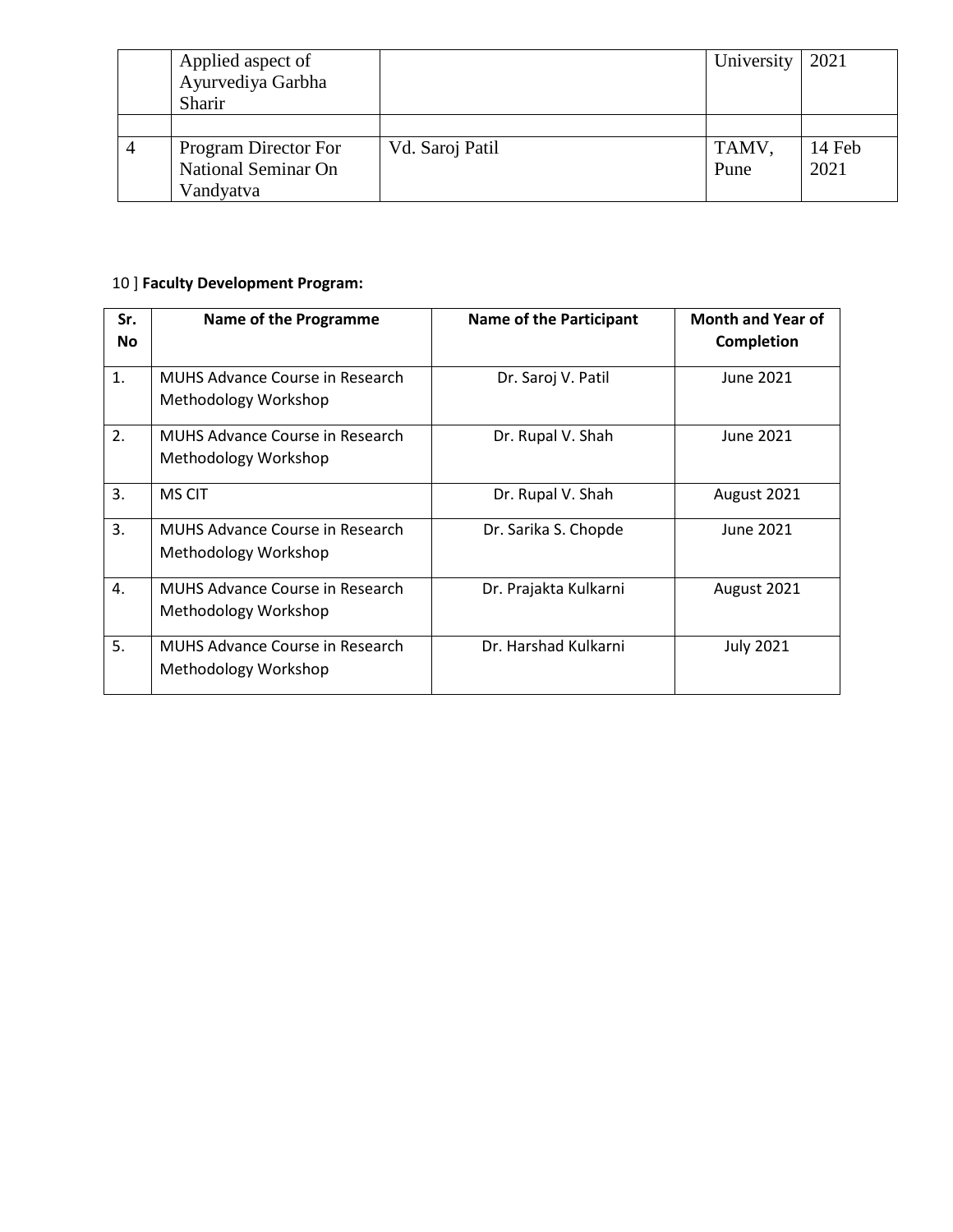| | | | | |
|---|---|---|---|---|
| | Applied aspect of Ayurvediya Garbha Sharir | | University | 2021 |
| | | | | |
| 4 | Program Director For National Seminar On Vandyatva | Vd. Saroj Patil | TAMV, Pune | 14 Feb 2021 |

10 ] **Faculty Development Program:**

| Sr. No | Name of the Programme | Name of the Participant | Month and Year of Completion |
|---|---|---|---|
| 1. | MUHS Advance Course in Research Methodology Workshop | Dr. Saroj V. Patil | June 2021 |
| 2. | MUHS Advance Course in Research Methodology Workshop | Dr. Rupal V. Shah | June 2021 |
| 3. | MS CIT | Dr. Rupal V. Shah | August 2021 |
| 3. | MUHS Advance Course in Research Methodology Workshop | Dr. Sarika S. Chopde | June 2021 |
| 4. | MUHS Advance Course in Research Methodology Workshop | Dr. Prajakta Kulkarni | August 2021 |
| 5. | MUHS Advance Course in Research Methodology Workshop | Dr. Harshad Kulkarni | July 2021 |